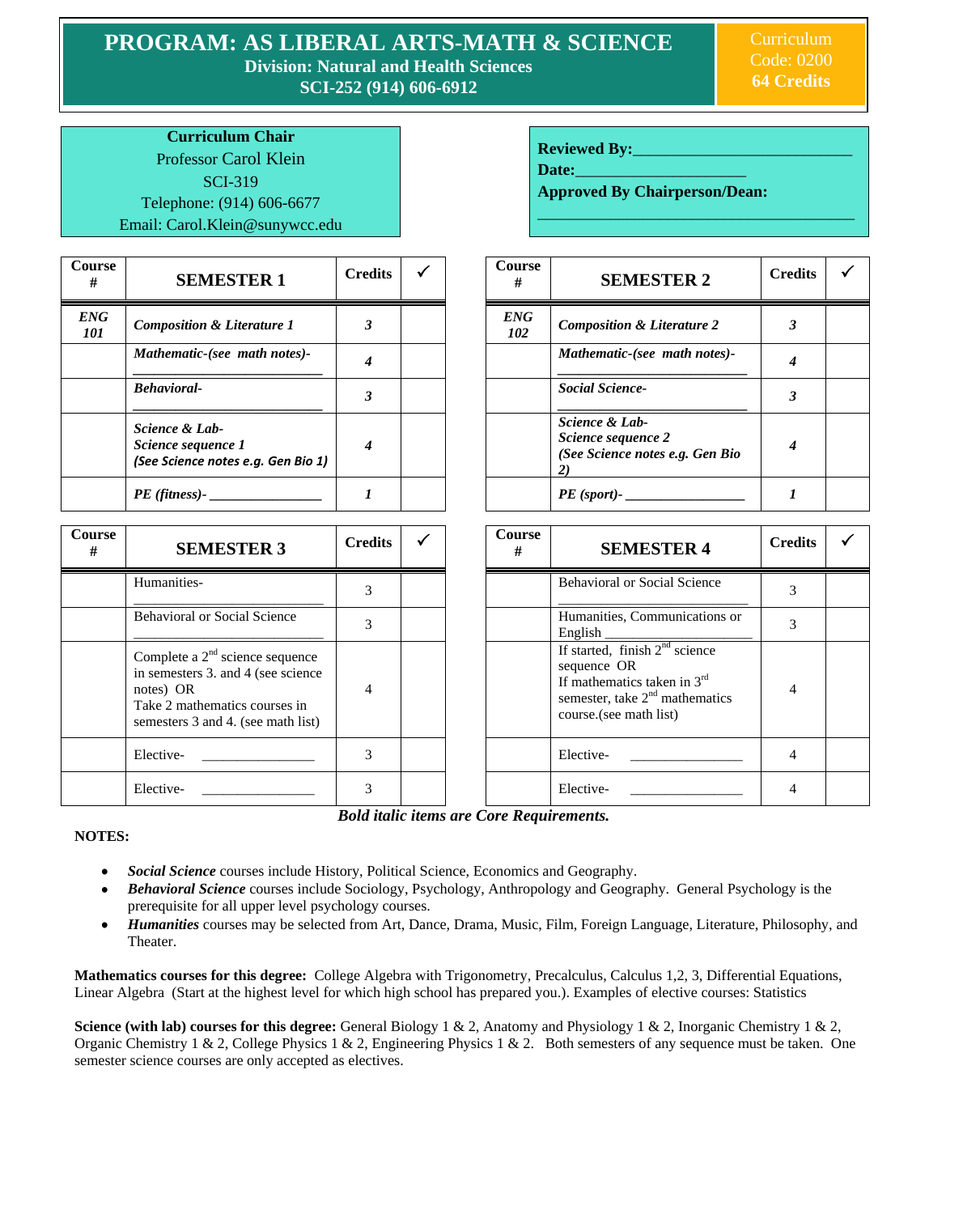# PROGRAM: AS LIBERAL ARTS-MATH & SCIENCE

**Division: Natural and Health Sciences**
**SCI-252 (914) 606-6912**

Curriculum Code: 0200
**64 Credits**

**Curriculum Chair**
Professor Carol Klein
SCI-319
Telephone: (914) 606-6677
Email: Carol.Klein@sunywcc.edu

**Reviewed By:**_________________________
**Date:**____________________
**Approved By Chairperson/Dean:**
_______________________________________

| Course # | SEMESTER 1 | Credits | ✓ |
|---|---|---|---|
| ***ENG 101*** | ***Composition & Literature 1*** | ***3*** | |
| | ***Mathematic-(see math notes)-*** ______________________ | ***4*** | |
| | ***Behavioral-*** ______________________ | ***3*** | |
| | ***Science & Lab-*** ***Science sequence 1*** ***(See Science notes e.g. Gen Bio 1)*** | ***4*** | |
| | ***PE (fitness)-*** _______________ | ***1*** | |

| Course # | SEMESTER 2 | Credits | ✓ |
|---|---|---|---|
| ***ENG 102*** | ***Composition & Literature 2*** | ***3*** | |
| | ***Mathematic-(see math notes)-*** ______________________ | ***4*** | |
| | ***Social Science-*** ______________________ | ***3*** | |
| | ***Science & Lab-*** ***Science sequence 2*** ***(See Science notes e.g. Gen Bio 2)*** | ***4*** | |
| | ***PE (sport)-*** ________________ | ***1*** | |

| Course # | SEMESTER 3 | Credits | ✓ |
|---|---|---|---|
| | Humanities- ______________________ | 3 | |
| | Behavioral or Social Science ______________________ | 3 | |
| | Complete a 2nd science sequence in semesters 3. and 4 (see science notes) OR Take 2 mathematics courses in semesters 3 and 4. (see math list) | 4 | |
| | Elective- _______________ | 3 | |
| | Elective- _______________ | 3 | |

| Course # | SEMESTER 4 | Credits | ✓ |
|---|---|---|---|
| | Behavioral or Social Science ______________________ | 3 | |
| | Humanities, Communications or English ____________ | 3 | |
| | If started, finish 2nd science sequence OR If mathematics taken in 3rd semester, take 2nd mathematics course.(see math list) | 4 | |
| | Elective- _______________ | 4 | |
| | Elective- _______________ | 4 | |

***Bold italic items are Core Requirements.***

**NOTES:**

- ***Social Science*** courses include History, Political Science, Economics and Geography.
- ***Behavioral Science*** courses include Sociology, Psychology, Anthropology and Geography. General Psychology is the prerequisite for all upper level psychology courses.
- ***Humanities*** courses may be selected from Art, Dance, Drama, Music, Film, Foreign Language, Literature, Philosophy, and Theater.

**Mathematics courses for this degree:** College Algebra with Trigonometry, Precalculus, Calculus 1,2, 3, Differential Equations, Linear Algebra (Start at the highest level for which high school has prepared you.). Examples of elective courses: Statistics

**Science (with lab) courses for this degree:** General Biology 1 & 2, Anatomy and Physiology 1 & 2, Inorganic Chemistry 1 & 2, Organic Chemistry 1 & 2, College Physics 1 & 2, Engineering Physics 1 & 2. Both semesters of any sequence must be taken. One semester science courses are only accepted as electives.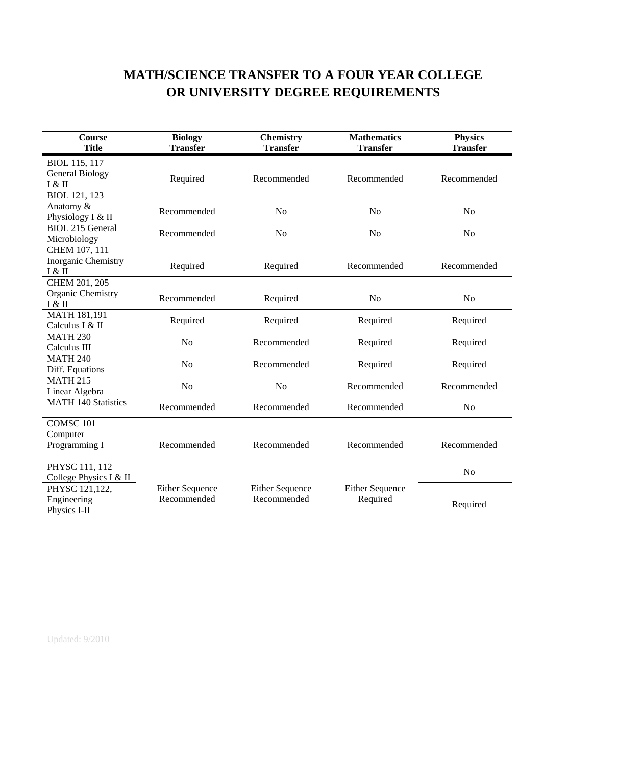# MATH/SCIENCE TRANSFER TO A FOUR YEAR COLLEGE OR UNIVERSITY DEGREE REQUIREMENTS

| Course Title | Biology Transfer | Chemistry Transfer | Mathematics Transfer | Physics Transfer |
|---|---|---|---|---|
| BIOL 115, 117 General Biology I & II | Required | Recommended | Recommended | Recommended |
| BIOL 121, 123 Anatomy & Physiology I & II | Recommended | No | No | No |
| BIOL 215 General Microbiology | Recommended | No | No | No |
| CHEM 107, 111 Inorganic Chemistry I & II | Required | Required | Recommended | Recommended |
| CHEM 201, 205 Organic Chemistry I & II | Recommended | Required | No | No |
| MATH 181,191 Calculus I & II | Required | Required | Required | Required |
| MATH 230 Calculus III | No | Recommended | Required | Required |
| MATH 240 Diff. Equations | No | Recommended | Required | Required |
| MATH 215 Linear Algebra | No | No | Recommended | Recommended |
| MATH 140 Statistics | Recommended | Recommended | Recommended | No |
| COMSC 101 Computer Programming I | Recommended | Recommended | Recommended | Recommended |
| PHYSC 111, 112 College Physics I & II | Either Sequence Recommended | Either Sequence Recommended | Either Sequence Required | No |
| PHYSC 121,122, Engineering Physics I-II | | | | Required |

Updated: 9/2010